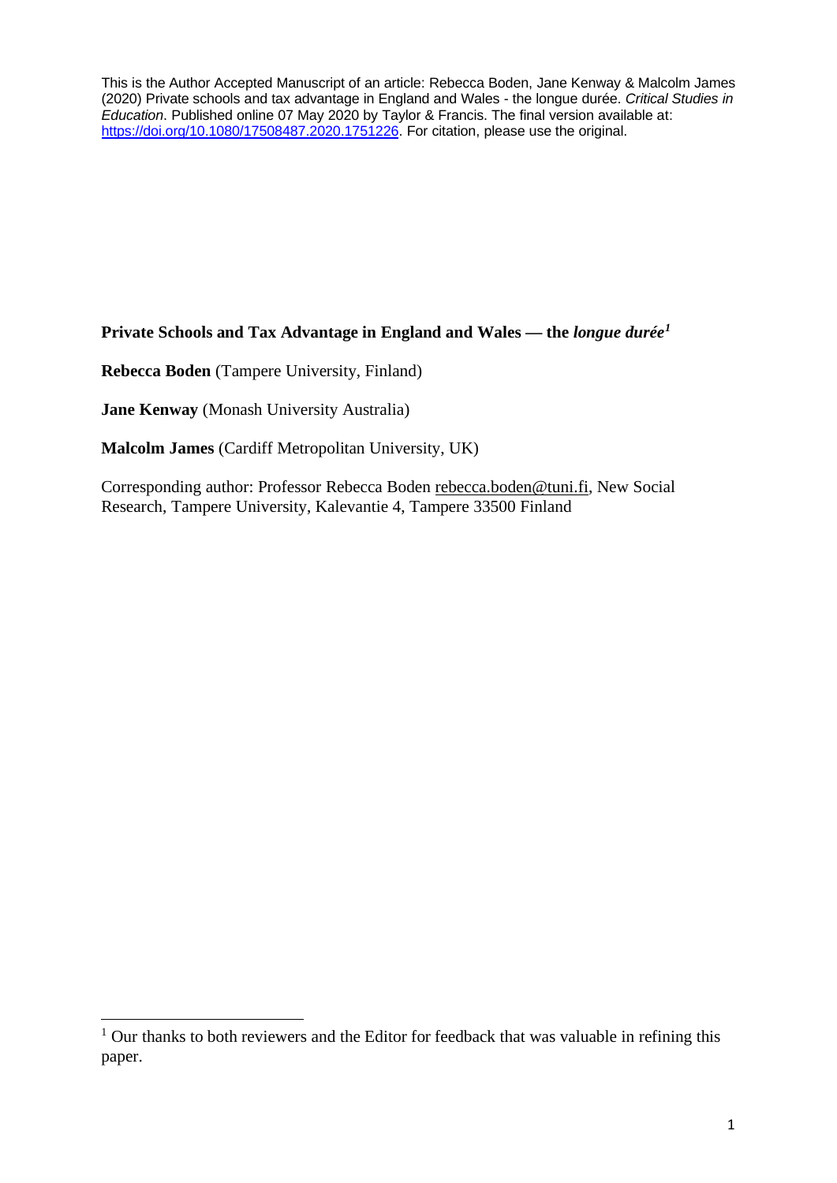This is the Author Accepted Manuscript of an article: Rebecca Boden, Jane Kenway & Malcolm James (2020) Private schools and tax advantage in England and Wales - the longue durée. *Critical Studies in Education*. Published online 07 May 2020 by Taylor & Francis. The final version available at: https://doi.org/10.1080/17508487.2020.1751226. For citation, please use the original.

# Private Schools and Tax Advantage in England and Wales — the *longue durée*[1]

**Rebecca Boden** (Tampere University, Finland)

**Jane Kenway** (Monash University Australia)

**Malcolm James** (Cardiff Metropolitan University, UK)

Corresponding author: Professor Rebecca Boden rebecca.boden@tuni.fi, New Social Research, Tampere University, Kalevantie 4, Tampere 33500 Finland

[1] Our thanks to both reviewers and the Editor for feedback that was valuable in refining this paper.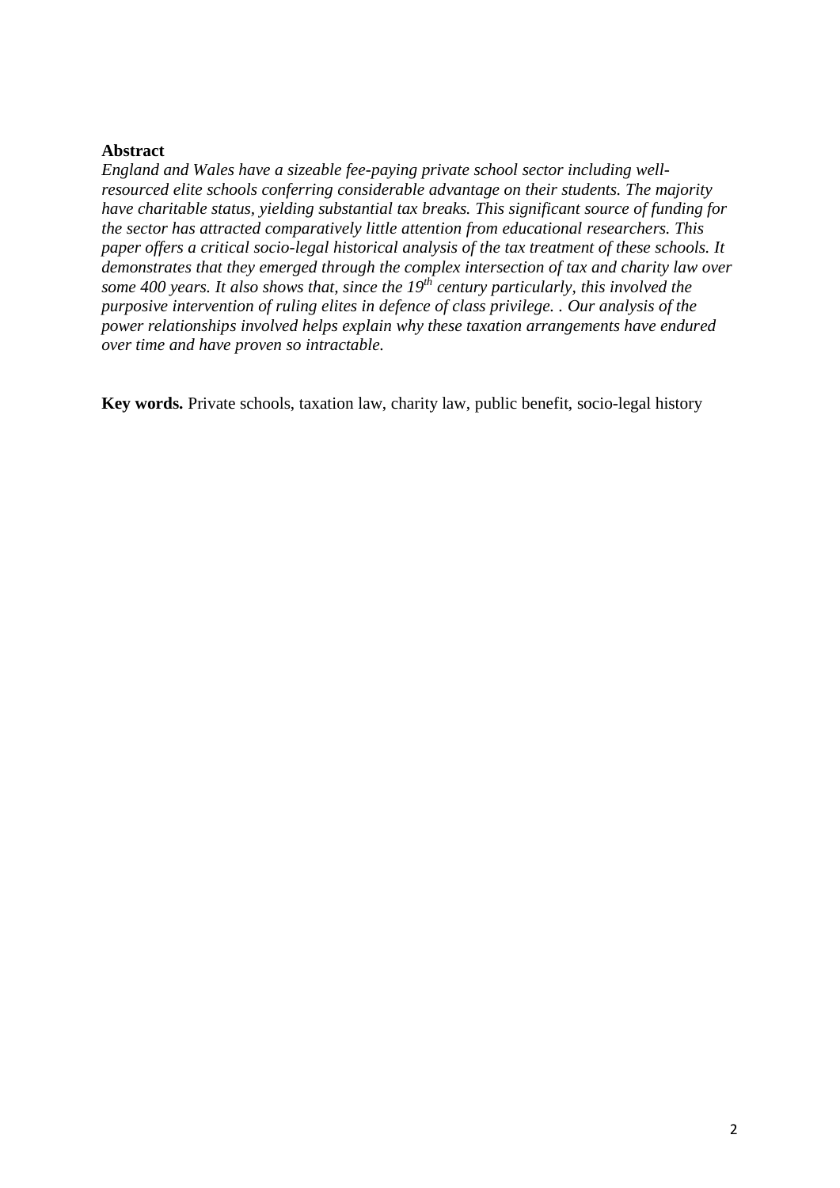**Abstract**

*England and Wales have a sizeable fee-paying private school sector including well-resourced elite schools conferring considerable advantage on their students. The majority have charitable status, yielding substantial tax breaks. This significant source of funding for the sector has attracted comparatively little attention from educational researchers. This paper offers a critical socio-legal historical analysis of the tax treatment of these schools. It demonstrates that they emerged through the complex intersection of tax and charity law over some 400 years. It also shows that, since the 19th century particularly, this involved the purposive intervention of ruling elites in defence of class privilege. . Our analysis of the power relationships involved helps explain why these taxation arrangements have endured over time and have proven so intractable.*

**Key words.** Private schools, taxation law, charity law, public benefit, socio-legal history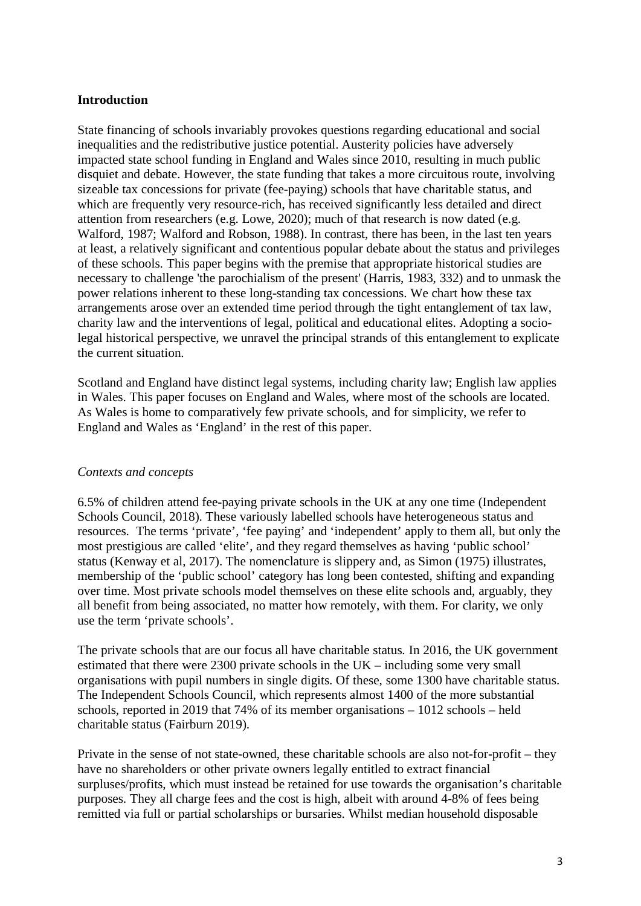## Introduction

State financing of schools invariably provokes questions regarding educational and social inequalities and the redistributive justice potential. Austerity policies have adversely impacted state school funding in England and Wales since 2010, resulting in much public disquiet and debate. However, the state funding that takes a more circuitous route, involving sizeable tax concessions for private (fee-paying) schools that have charitable status, and which are frequently very resource-rich, has received significantly less detailed and direct attention from researchers (e.g. Lowe, 2020); much of that research is now dated (e.g. Walford, 1987; Walford and Robson, 1988). In contrast, there has been, in the last ten years at least, a relatively significant and contentious popular debate about the status and privileges of these schools. This paper begins with the premise that appropriate historical studies are necessary to challenge 'the parochialism of the present' (Harris, 1983, 332) and to unmask the power relations inherent to these long-standing tax concessions. We chart how these tax arrangements arose over an extended time period through the tight entanglement of tax law, charity law and the interventions of legal, political and educational elites. Adopting a socio-legal historical perspective, we unravel the principal strands of this entanglement to explicate the current situation.

Scotland and England have distinct legal systems, including charity law; English law applies in Wales. This paper focuses on England and Wales, where most of the schools are located. As Wales is home to comparatively few private schools, and for simplicity, we refer to England and Wales as 'England' in the rest of this paper.

### *Contexts and concepts*

6.5% of children attend fee-paying private schools in the UK at any one time (Independent Schools Council, 2018). These variously labelled schools have heterogeneous status and resources. The terms 'private', 'fee paying' and 'independent' apply to them all, but only the most prestigious are called 'elite', and they regard themselves as having 'public school' status (Kenway et al, 2017). The nomenclature is slippery and, as Simon (1975) illustrates, membership of the 'public school' category has long been contested, shifting and expanding over time. Most private schools model themselves on these elite schools and, arguably, they all benefit from being associated, no matter how remotely, with them. For clarity, we only use the term 'private schools'.

The private schools that are our focus all have charitable status. In 2016, the UK government estimated that there were 2300 private schools in the UK – including some very small organisations with pupil numbers in single digits. Of these, some 1300 have charitable status. The Independent Schools Council, which represents almost 1400 of the more substantial schools, reported in 2019 that 74% of its member organisations – 1012 schools – held charitable status (Fairburn 2019).

Private in the sense of not state-owned, these charitable schools are also not-for-profit – they have no shareholders or other private owners legally entitled to extract financial surpluses/profits, which must instead be retained for use towards the organisation's charitable purposes. They all charge fees and the cost is high, albeit with around 4-8% of fees being remitted via full or partial scholarships or bursaries. Whilst median household disposable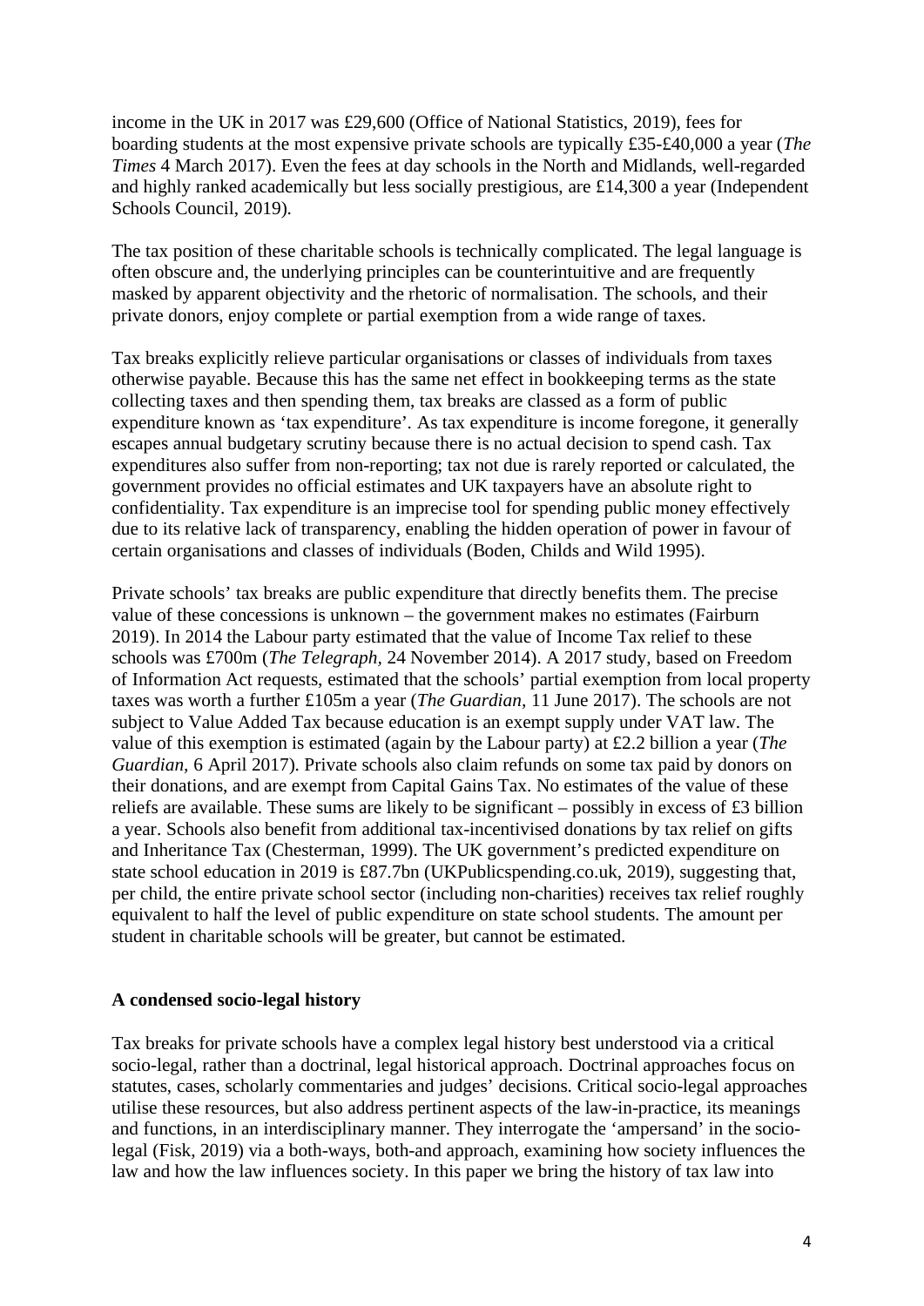income in the UK in 2017 was £29,600 (Office of National Statistics, 2019), fees for boarding students at the most expensive private schools are typically £35-£40,000 a year (*The Times* 4 March 2017). Even the fees at day schools in the North and Midlands, well-regarded and highly ranked academically but less socially prestigious, are £14,300 a year (Independent Schools Council, 2019).

The tax position of these charitable schools is technically complicated. The legal language is often obscure and, the underlying principles can be counterintuitive and are frequently masked by apparent objectivity and the rhetoric of normalisation. The schools, and their private donors, enjoy complete or partial exemption from a wide range of taxes.

Tax breaks explicitly relieve particular organisations or classes of individuals from taxes otherwise payable. Because this has the same net effect in bookkeeping terms as the state collecting taxes and then spending them, tax breaks are classed as a form of public expenditure known as 'tax expenditure'. As tax expenditure is income foregone, it generally escapes annual budgetary scrutiny because there is no actual decision to spend cash. Tax expenditures also suffer from non-reporting; tax not due is rarely reported or calculated, the government provides no official estimates and UK taxpayers have an absolute right to confidentiality. Tax expenditure is an imprecise tool for spending public money effectively due to its relative lack of transparency, enabling the hidden operation of power in favour of certain organisations and classes of individuals (Boden, Childs and Wild 1995).

Private schools' tax breaks are public expenditure that directly benefits them. The precise value of these concessions is unknown – the government makes no estimates (Fairburn 2019). In 2014 the Labour party estimated that the value of Income Tax relief to these schools was £700m (*The Telegraph*, 24 November 2014). A 2017 study, based on Freedom of Information Act requests, estimated that the schools' partial exemption from local property taxes was worth a further £105m a year (*The Guardian*, 11 June 2017). The schools are not subject to Value Added Tax because education is an exempt supply under VAT law. The value of this exemption is estimated (again by the Labour party) at £2.2 billion a year (*The Guardian*, 6 April 2017). Private schools also claim refunds on some tax paid by donors on their donations, and are exempt from Capital Gains Tax. No estimates of the value of these reliefs are available. These sums are likely to be significant – possibly in excess of £3 billion a year. Schools also benefit from additional tax-incentivised donations by tax relief on gifts and Inheritance Tax (Chesterman, 1999). The UK government's predicted expenditure on state school education in 2019 is £87.7bn (UKPublicspending.co.uk, 2019), suggesting that, per child, the entire private school sector (including non-charities) receives tax relief roughly equivalent to half the level of public expenditure on state school students. The amount per student in charitable schools will be greater, but cannot be estimated.

## A condensed socio-legal history

Tax breaks for private schools have a complex legal history best understood via a critical socio-legal, rather than a doctrinal, legal historical approach. Doctrinal approaches focus on statutes, cases, scholarly commentaries and judges' decisions. Critical socio-legal approaches utilise these resources, but also address pertinent aspects of the law-in-practice, its meanings and functions, in an interdisciplinary manner. They interrogate the 'ampersand' in the socio-legal (Fisk, 2019) via a both-ways, both-and approach, examining how society influences the law and how the law influences society. In this paper we bring the history of tax law into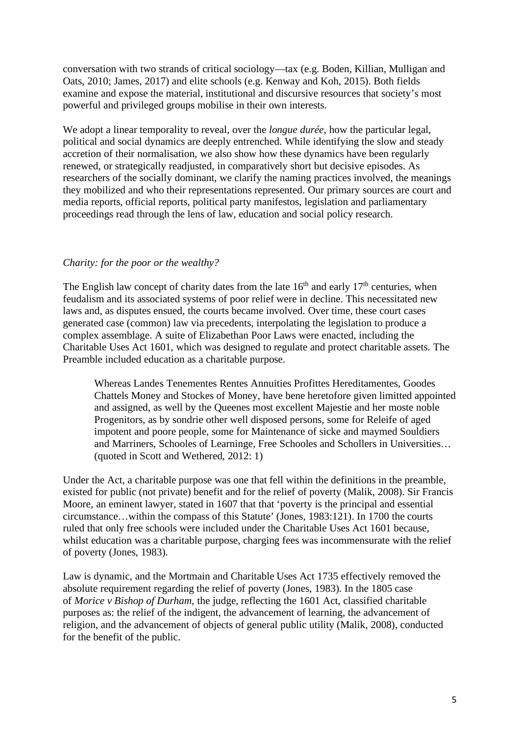conversation with two strands of critical sociology—tax (e.g. Boden, Killian, Mulligan and Oats, 2010; James, 2017) and elite schools (e.g. Kenway and Koh, 2015). Both fields examine and expose the material, institutional and discursive resources that society's most powerful and privileged groups mobilise in their own interests.

We adopt a linear temporality to reveal, over the *longue durée*, how the particular legal, political and social dynamics are deeply entrenched. While identifying the slow and steady accretion of their normalisation, we also show how these dynamics have been regularly renewed, or strategically readjusted, in comparatively short but decisive episodes. As researchers of the socially dominant, we clarify the naming practices involved, the meanings they mobilized and who their representations represented. Our primary sources are court and media reports, official reports, political party manifestos, legislation and parliamentary proceedings read through the lens of law, education and social policy research.

*Charity: for the poor or the wealthy?*

The English law concept of charity dates from the late 16th and early 17th centuries, when feudalism and its associated systems of poor relief were in decline. This necessitated new laws and, as disputes ensued, the courts became involved. Over time, these court cases generated case (common) law via precedents, interpolating the legislation to produce a complex assemblage. A suite of Elizabethan Poor Laws were enacted, including the Charitable Uses Act 1601, which was designed to regulate and protect charitable assets. The Preamble included education as a charitable purpose.

> Whereas Landes Tenementes Rentes Annuities Profittes Hereditamentes, Goodes Chattels Money and Stockes of Money, have bene heretofore given limitted appointed and assigned, as well by the Queenes most excellent Majestie and her moste noble Progenitors, as by sondrie other well disposed persons, some for Releife of aged impotent and poore people, some for Maintenance of sicke and maymed Souldiers and Marriners, Schooles of Learninge, Free Schooles and Schollers in Universities… (quoted in Scott and Wethered, 2012: 1)

Under the Act, a charitable purpose was one that fell within the definitions in the preamble, existed for public (not private) benefit and for the relief of poverty (Malik, 2008). Sir Francis Moore, an eminent lawyer, stated in 1607 that that 'poverty is the principal and essential circumstance…within the compass of this Statute' (Jones, 1983:121). In 1700 the courts ruled that only free schools were included under the Charitable Uses Act 1601 because, whilst education was a charitable purpose, charging fees was incommensurate with the relief of poverty (Jones, 1983).

Law is dynamic, and the Mortmain and Charitable Uses Act 1735 effectively removed the absolute requirement regarding the relief of poverty (Jones, 1983). In the 1805 case of *Morice v Bishop of Durham*, the judge, reflecting the 1601 Act, classified charitable purposes as: the relief of the indigent, the advancement of learning, the advancement of religion, and the advancement of objects of general public utility (Malik, 2008), conducted for the benefit of the public.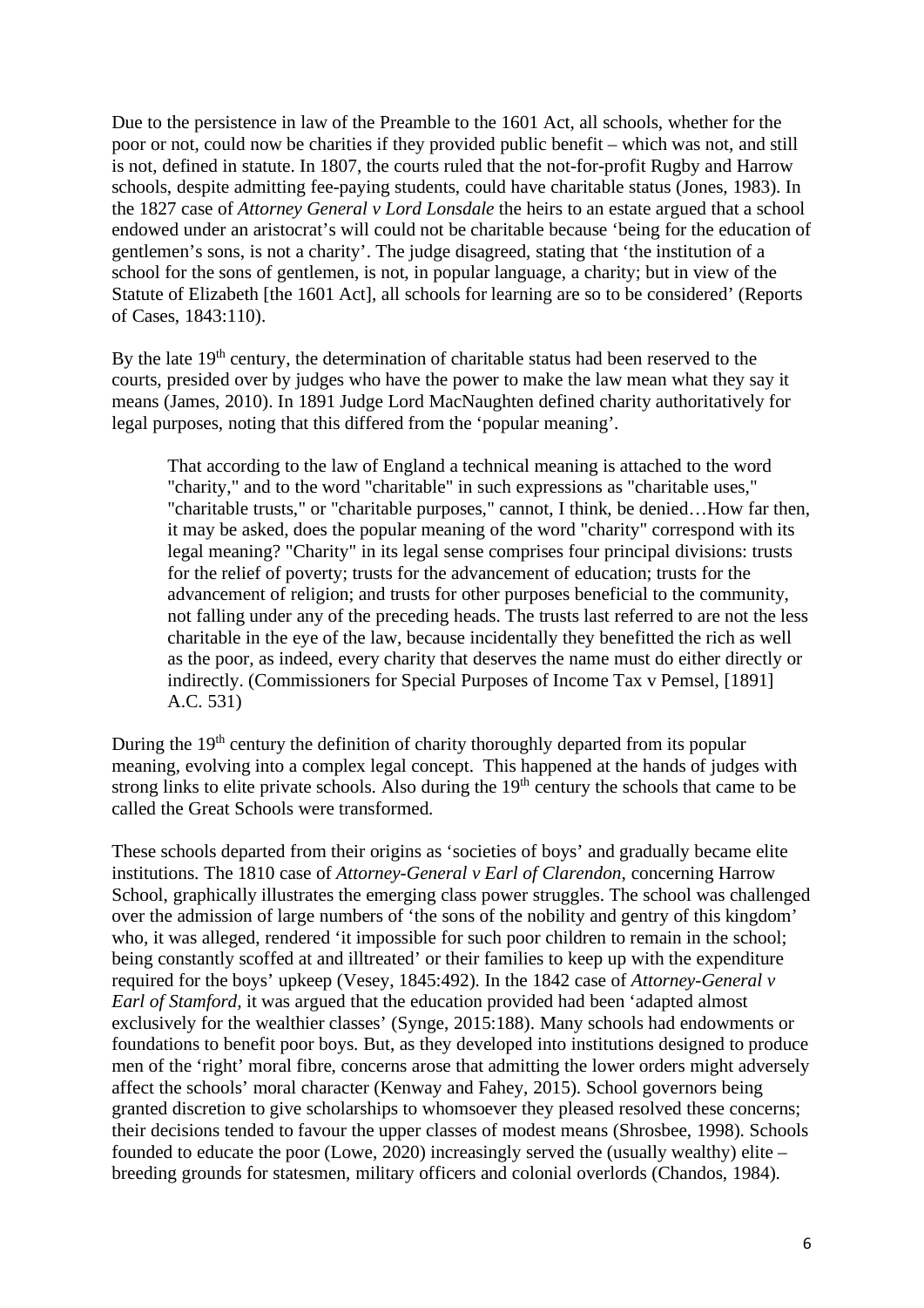Due to the persistence in law of the Preamble to the 1601 Act, all schools, whether for the poor or not, could now be charities if they provided public benefit – which was not, and still is not, defined in statute. In 1807, the courts ruled that the not-for-profit Rugby and Harrow schools, despite admitting fee-paying students, could have charitable status (Jones, 1983). In the 1827 case of *Attorney General v Lord Lonsdale* the heirs to an estate argued that a school endowed under an aristocrat's will could not be charitable because 'being for the education of gentlemen's sons, is not a charity'. The judge disagreed, stating that 'the institution of a school for the sons of gentlemen, is not, in popular language, a charity; but in view of the Statute of Elizabeth [the 1601 Act], all schools for learning are so to be considered' (Reports of Cases, 1843:110).

By the late 19th century, the determination of charitable status had been reserved to the courts, presided over by judges who have the power to make the law mean what they say it means (James, 2010). In 1891 Judge Lord MacNaughten defined charity authoritatively for legal purposes, noting that this differed from the 'popular meaning'.

> That according to the law of England a technical meaning is attached to the word "charity," and to the word "charitable" in such expressions as "charitable uses," "charitable trusts," or "charitable purposes," cannot, I think, be denied…How far then, it may be asked, does the popular meaning of the word "charity" correspond with its legal meaning? "Charity" in its legal sense comprises four principal divisions: trusts for the relief of poverty; trusts for the advancement of education; trusts for the advancement of religion; and trusts for other purposes beneficial to the community, not falling under any of the preceding heads. The trusts last referred to are not the less charitable in the eye of the law, because incidentally they benefitted the rich as well as the poor, as indeed, every charity that deserves the name must do either directly or indirectly. (Commissioners for Special Purposes of Income Tax v Pemsel, [1891] A.C. 531)

During the 19th century the definition of charity thoroughly departed from its popular meaning, evolving into a complex legal concept. This happened at the hands of judges with strong links to elite private schools. Also during the 19th century the schools that came to be called the Great Schools were transformed.

These schools departed from their origins as 'societies of boys' and gradually became elite institutions. The 1810 case of *Attorney-General v Earl of Clarendon*, concerning Harrow School, graphically illustrates the emerging class power struggles. The school was challenged over the admission of large numbers of 'the sons of the nobility and gentry of this kingdom' who, it was alleged, rendered 'it impossible for such poor children to remain in the school; being constantly scoffed at and illtreated' or their families to keep up with the expenditure required for the boys' upkeep (Vesey, 1845:492). In the 1842 case of *Attorney-General v Earl of Stamford*, it was argued that the education provided had been 'adapted almost exclusively for the wealthier classes' (Synge, 2015:188). Many schools had endowments or foundations to benefit poor boys. But, as they developed into institutions designed to produce men of the 'right' moral fibre, concerns arose that admitting the lower orders might adversely affect the schools' moral character (Kenway and Fahey, 2015). School governors being granted discretion to give scholarships to whomsoever they pleased resolved these concerns; their decisions tended to favour the upper classes of modest means (Shrosbee, 1998). Schools founded to educate the poor (Lowe, 2020) increasingly served the (usually wealthy) elite – breeding grounds for statesmen, military officers and colonial overlords (Chandos, 1984).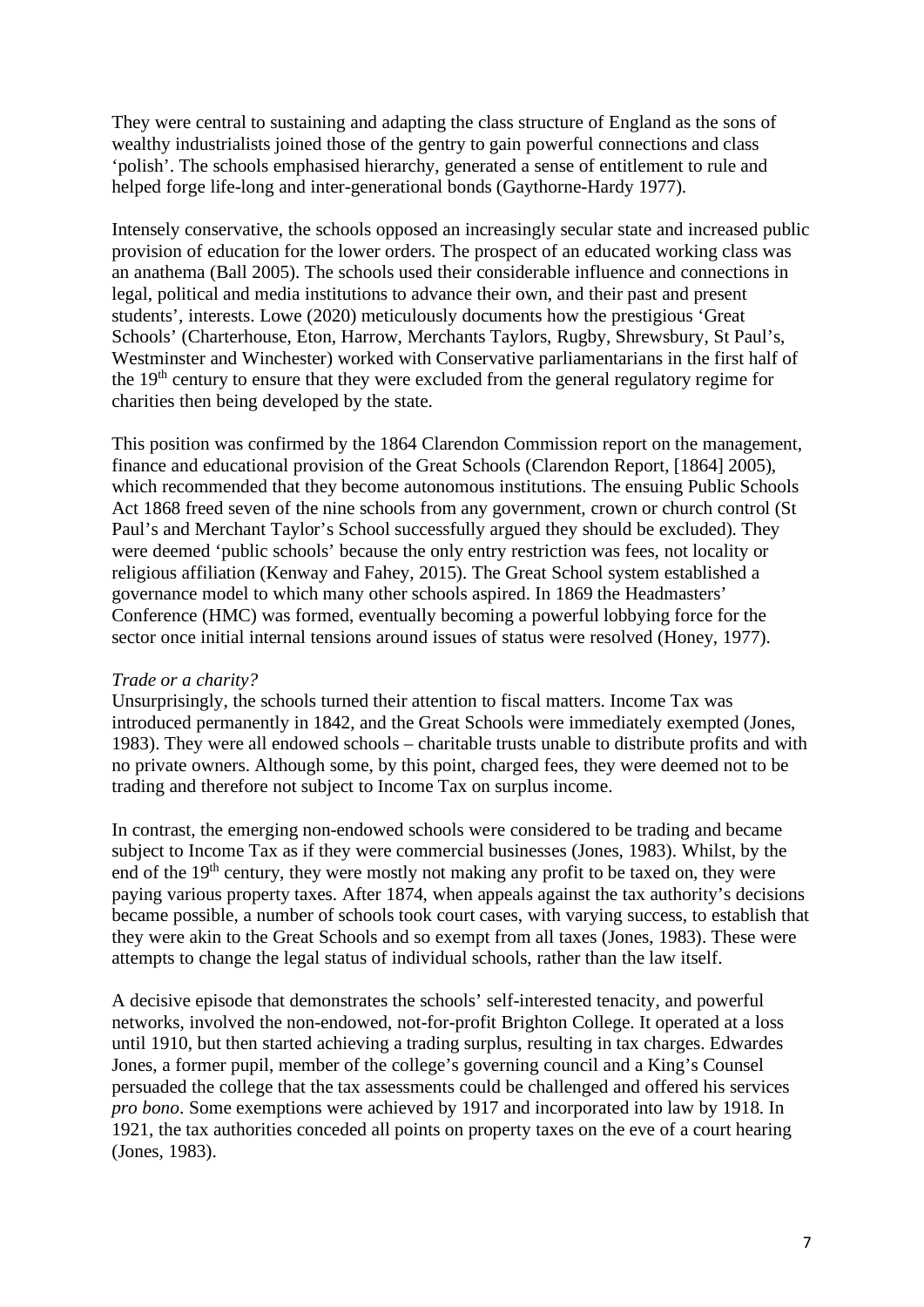They were central to sustaining and adapting the class structure of England as the sons of wealthy industrialists joined those of the gentry to gain powerful connections and class 'polish'. The schools emphasised hierarchy, generated a sense of entitlement to rule and helped forge life-long and inter-generational bonds (Gaythorne-Hardy 1977).

Intensely conservative, the schools opposed an increasingly secular state and increased public provision of education for the lower orders. The prospect of an educated working class was an anathema (Ball 2005). The schools used their considerable influence and connections in legal, political and media institutions to advance their own, and their past and present students', interests. Lowe (2020) meticulously documents how the prestigious 'Great Schools' (Charterhouse, Eton, Harrow, Merchants Taylors, Rugby, Shrewsbury, St Paul's, Westminster and Winchester) worked with Conservative parliamentarians in the first half of the 19th century to ensure that they were excluded from the general regulatory regime for charities then being developed by the state.

This position was confirmed by the 1864 Clarendon Commission report on the management, finance and educational provision of the Great Schools (Clarendon Report, [1864] 2005), which recommended that they become autonomous institutions. The ensuing Public Schools Act 1868 freed seven of the nine schools from any government, crown or church control (St Paul's and Merchant Taylor's School successfully argued they should be excluded). They were deemed 'public schools' because the only entry restriction was fees, not locality or religious affiliation (Kenway and Fahey, 2015). The Great School system established a governance model to which many other schools aspired. In 1869 the Headmasters' Conference (HMC) was formed, eventually becoming a powerful lobbying force for the sector once initial internal tensions around issues of status were resolved (Honey, 1977).

*Trade or a charity?*

Unsurprisingly, the schools turned their attention to fiscal matters. Income Tax was introduced permanently in 1842, and the Great Schools were immediately exempted (Jones, 1983). They were all endowed schools – charitable trusts unable to distribute profits and with no private owners. Although some, by this point, charged fees, they were deemed not to be trading and therefore not subject to Income Tax on surplus income.

In contrast, the emerging non-endowed schools were considered to be trading and became subject to Income Tax as if they were commercial businesses (Jones, 1983). Whilst, by the end of the 19th century, they were mostly not making any profit to be taxed on, they were paying various property taxes. After 1874, when appeals against the tax authority's decisions became possible, a number of schools took court cases, with varying success, to establish that they were akin to the Great Schools and so exempt from all taxes (Jones, 1983). These were attempts to change the legal status of individual schools, rather than the law itself.

A decisive episode that demonstrates the schools' self-interested tenacity, and powerful networks, involved the non-endowed, not-for-profit Brighton College. It operated at a loss until 1910, but then started achieving a trading surplus, resulting in tax charges. Edwardes Jones, a former pupil, member of the college's governing council and a King's Counsel persuaded the college that the tax assessments could be challenged and offered his services *pro bono*. Some exemptions were achieved by 1917 and incorporated into law by 1918. In 1921, the tax authorities conceded all points on property taxes on the eve of a court hearing (Jones, 1983).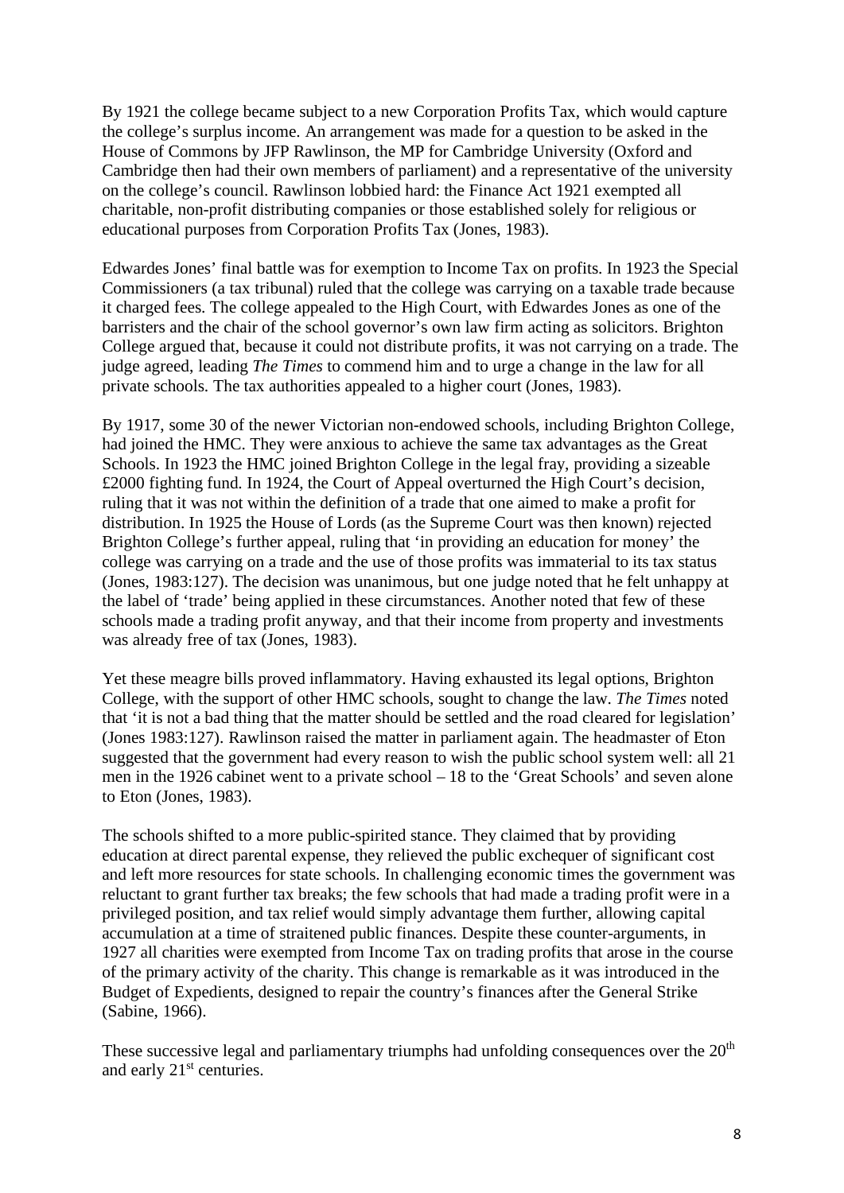By 1921 the college became subject to a new Corporation Profits Tax, which would capture the college's surplus income. An arrangement was made for a question to be asked in the House of Commons by JFP Rawlinson, the MP for Cambridge University (Oxford and Cambridge then had their own members of parliament) and a representative of the university on the college's council. Rawlinson lobbied hard: the Finance Act 1921 exempted all charitable, non-profit distributing companies or those established solely for religious or educational purposes from Corporation Profits Tax (Jones, 1983).

Edwardes Jones' final battle was for exemption to Income Tax on profits. In 1923 the Special Commissioners (a tax tribunal) ruled that the college was carrying on a taxable trade because it charged fees. The college appealed to the High Court, with Edwardes Jones as one of the barristers and the chair of the school governor's own law firm acting as solicitors. Brighton College argued that, because it could not distribute profits, it was not carrying on a trade. The judge agreed, leading *The Times* to commend him and to urge a change in the law for all private schools. The tax authorities appealed to a higher court (Jones, 1983).

By 1917, some 30 of the newer Victorian non-endowed schools, including Brighton College, had joined the HMC. They were anxious to achieve the same tax advantages as the Great Schools. In 1923 the HMC joined Brighton College in the legal fray, providing a sizeable £2000 fighting fund. In 1924, the Court of Appeal overturned the High Court's decision, ruling that it was not within the definition of a trade that one aimed to make a profit for distribution. In 1925 the House of Lords (as the Supreme Court was then known) rejected Brighton College's further appeal, ruling that 'in providing an education for money' the college was carrying on a trade and the use of those profits was immaterial to its tax status (Jones, 1983:127). The decision was unanimous, but one judge noted that he felt unhappy at the label of 'trade' being applied in these circumstances. Another noted that few of these schools made a trading profit anyway, and that their income from property and investments was already free of tax (Jones, 1983).

Yet these meagre bills proved inflammatory. Having exhausted its legal options, Brighton College, with the support of other HMC schools, sought to change the law. *The Times* noted that 'it is not a bad thing that the matter should be settled and the road cleared for legislation' (Jones 1983:127). Rawlinson raised the matter in parliament again. The headmaster of Eton suggested that the government had every reason to wish the public school system well: all 21 men in the 1926 cabinet went to a private school – 18 to the 'Great Schools' and seven alone to Eton (Jones, 1983).

The schools shifted to a more public-spirited stance. They claimed that by providing education at direct parental expense, they relieved the public exchequer of significant cost and left more resources for state schools. In challenging economic times the government was reluctant to grant further tax breaks; the few schools that had made a trading profit were in a privileged position, and tax relief would simply advantage them further, allowing capital accumulation at a time of straitened public finances. Despite these counter-arguments, in 1927 all charities were exempted from Income Tax on trading profits that arose in the course of the primary activity of the charity. This change is remarkable as it was introduced in the Budget of Expedients, designed to repair the country's finances after the General Strike (Sabine, 1966).

These successive legal and parliamentary triumphs had unfolding consequences over the 20th and early 21st centuries.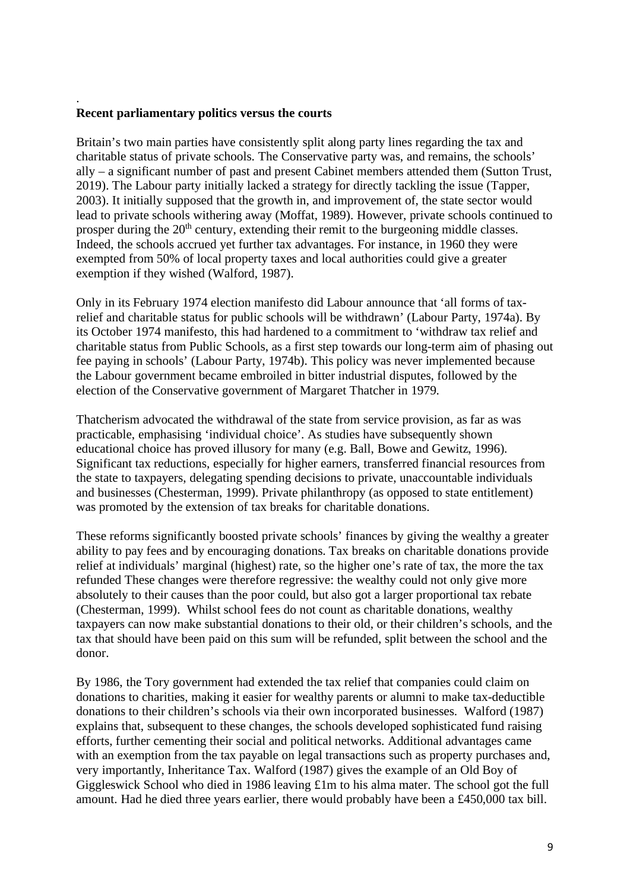.

**Recent parliamentary politics versus the courts**

Britain's two main parties have consistently split along party lines regarding the tax and charitable status of private schools. The Conservative party was, and remains, the schools' ally – a significant number of past and present Cabinet members attended them (Sutton Trust, 2019). The Labour party initially lacked a strategy for directly tackling the issue (Tapper, 2003). It initially supposed that the growth in, and improvement of, the state sector would lead to private schools withering away (Moffat, 1989). However, private schools continued to prosper during the 20th century, extending their remit to the burgeoning middle classes. Indeed, the schools accrued yet further tax advantages. For instance, in 1960 they were exempted from 50% of local property taxes and local authorities could give a greater exemption if they wished (Walford, 1987).

Only in its February 1974 election manifesto did Labour announce that 'all forms of tax-relief and charitable status for public schools will be withdrawn' (Labour Party, 1974a). By its October 1974 manifesto, this had hardened to a commitment to 'withdraw tax relief and charitable status from Public Schools, as a first step towards our long-term aim of phasing out fee paying in schools' (Labour Party, 1974b). This policy was never implemented because the Labour government became embroiled in bitter industrial disputes, followed by the election of the Conservative government of Margaret Thatcher in 1979.

Thatcherism advocated the withdrawal of the state from service provision, as far as was practicable, emphasising 'individual choice'. As studies have subsequently shown educational choice has proved illusory for many (e.g. Ball, Bowe and Gewitz, 1996). Significant tax reductions, especially for higher earners, transferred financial resources from the state to taxpayers, delegating spending decisions to private, unaccountable individuals and businesses (Chesterman, 1999). Private philanthropy (as opposed to state entitlement) was promoted by the extension of tax breaks for charitable donations.

These reforms significantly boosted private schools' finances by giving the wealthy a greater ability to pay fees and by encouraging donations. Tax breaks on charitable donations provide relief at individuals' marginal (highest) rate, so the higher one's rate of tax, the more the tax refunded These changes were therefore regressive: the wealthy could not only give more absolutely to their causes than the poor could, but also got a larger proportional tax rebate (Chesterman, 1999). Whilst school fees do not count as charitable donations, wealthy taxpayers can now make substantial donations to their old, or their children's schools, and the tax that should have been paid on this sum will be refunded, split between the school and the donor.

By 1986, the Tory government had extended the tax relief that companies could claim on donations to charities, making it easier for wealthy parents or alumni to make tax-deductible donations to their children's schools via their own incorporated businesses. Walford (1987) explains that, subsequent to these changes, the schools developed sophisticated fund raising efforts, further cementing their social and political networks. Additional advantages came with an exemption from the tax payable on legal transactions such as property purchases and, very importantly, Inheritance Tax. Walford (1987) gives the example of an Old Boy of Giggleswick School who died in 1986 leaving £1m to his alma mater. The school got the full amount. Had he died three years earlier, there would probably have been a £450,000 tax bill.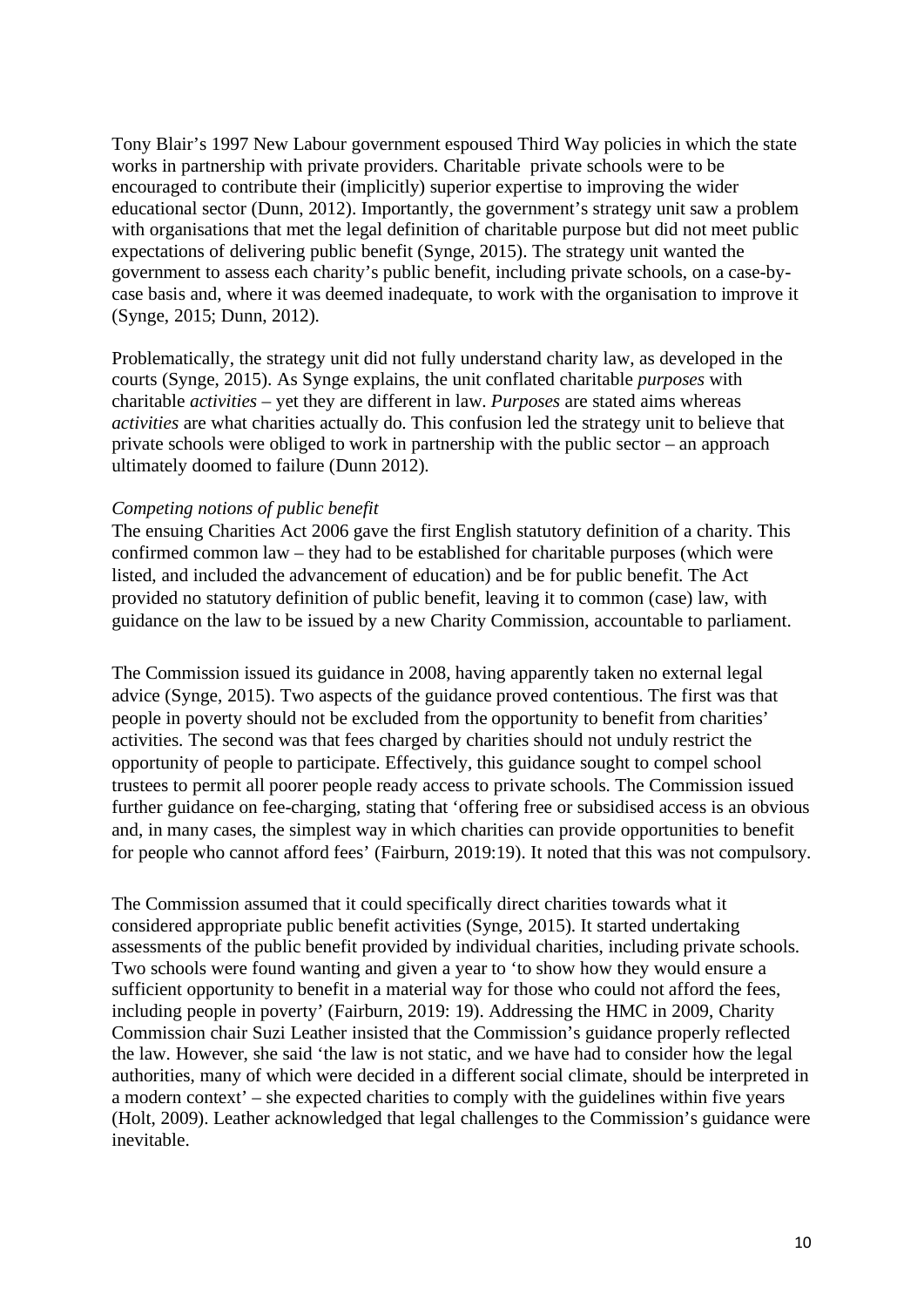Tony Blair's 1997 New Labour government espoused Third Way policies in which the state works in partnership with private providers. Charitable private schools were to be encouraged to contribute their (implicitly) superior expertise to improving the wider educational sector (Dunn, 2012). Importantly, the government's strategy unit saw a problem with organisations that met the legal definition of charitable purpose but did not meet public expectations of delivering public benefit (Synge, 2015). The strategy unit wanted the government to assess each charity's public benefit, including private schools, on a case-by-case basis and, where it was deemed inadequate, to work with the organisation to improve it (Synge, 2015; Dunn, 2012).

Problematically, the strategy unit did not fully understand charity law, as developed in the courts (Synge, 2015). As Synge explains, the unit conflated charitable *purposes* with charitable *activities* – yet they are different in law. *Purposes* are stated aims whereas *activities* are what charities actually do. This confusion led the strategy unit to believe that private schools were obliged to work in partnership with the public sector – an approach ultimately doomed to failure (Dunn 2012).

*Competing notions of public benefit*

The ensuing Charities Act 2006 gave the first English statutory definition of a charity. This confirmed common law – they had to be established for charitable purposes (which were listed, and included the advancement of education) and be for public benefit. The Act provided no statutory definition of public benefit, leaving it to common (case) law, with guidance on the law to be issued by a new Charity Commission, accountable to parliament.

The Commission issued its guidance in 2008, having apparently taken no external legal advice (Synge, 2015). Two aspects of the guidance proved contentious. The first was that people in poverty should not be excluded from the opportunity to benefit from charities' activities. The second was that fees charged by charities should not unduly restrict the opportunity of people to participate. Effectively, this guidance sought to compel school trustees to permit all poorer people ready access to private schools. The Commission issued further guidance on fee-charging, stating that 'offering free or subsidised access is an obvious and, in many cases, the simplest way in which charities can provide opportunities to benefit for people who cannot afford fees' (Fairburn, 2019:19). It noted that this was not compulsory.

The Commission assumed that it could specifically direct charities towards what it considered appropriate public benefit activities (Synge, 2015). It started undertaking assessments of the public benefit provided by individual charities, including private schools. Two schools were found wanting and given a year to 'to show how they would ensure a sufficient opportunity to benefit in a material way for those who could not afford the fees, including people in poverty' (Fairburn, 2019: 19). Addressing the HMC in 2009, Charity Commission chair Suzi Leather insisted that the Commission's guidance properly reflected the law. However, she said 'the law is not static, and we have had to consider how the legal authorities, many of which were decided in a different social climate, should be interpreted in a modern context' – she expected charities to comply with the guidelines within five years (Holt, 2009). Leather acknowledged that legal challenges to the Commission's guidance were inevitable.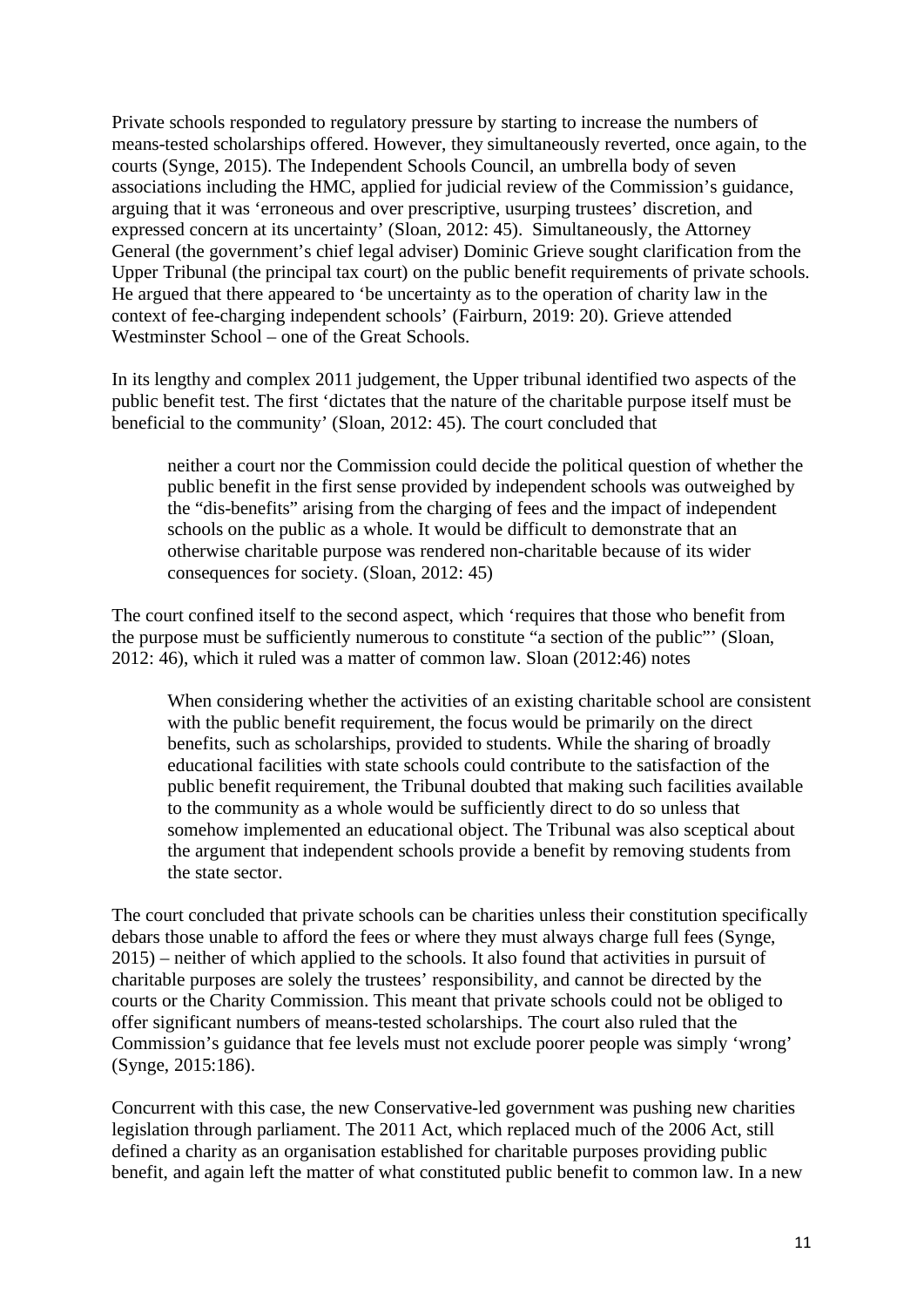Private schools responded to regulatory pressure by starting to increase the numbers of means-tested scholarships offered. However, they simultaneously reverted, once again, to the courts (Synge, 2015). The Independent Schools Council, an umbrella body of seven associations including the HMC, applied for judicial review of the Commission's guidance, arguing that it was 'erroneous and over prescriptive, usurping trustees' discretion, and expressed concern at its uncertainty' (Sloan, 2012: 45). Simultaneously, the Attorney General (the government's chief legal adviser) Dominic Grieve sought clarification from the Upper Tribunal (the principal tax court) on the public benefit requirements of private schools. He argued that there appeared to 'be uncertainty as to the operation of charity law in the context of fee-charging independent schools' (Fairburn, 2019: 20). Grieve attended Westminster School – one of the Great Schools.

In its lengthy and complex 2011 judgement, the Upper tribunal identified two aspects of the public benefit test. The first 'dictates that the nature of the charitable purpose itself must be beneficial to the community' (Sloan, 2012: 45). The court concluded that

> neither a court nor the Commission could decide the political question of whether the public benefit in the first sense provided by independent schools was outweighed by the "dis-benefits" arising from the charging of fees and the impact of independent schools on the public as a whole. It would be difficult to demonstrate that an otherwise charitable purpose was rendered non-charitable because of its wider consequences for society. (Sloan, 2012: 45)

The court confined itself to the second aspect, which 'requires that those who benefit from the purpose must be sufficiently numerous to constitute "a section of the public"' (Sloan, 2012: 46), which it ruled was a matter of common law. Sloan (2012:46) notes

> When considering whether the activities of an existing charitable school are consistent with the public benefit requirement, the focus would be primarily on the direct benefits, such as scholarships, provided to students. While the sharing of broadly educational facilities with state schools could contribute to the satisfaction of the public benefit requirement, the Tribunal doubted that making such facilities available to the community as a whole would be sufficiently direct to do so unless that somehow implemented an educational object. The Tribunal was also sceptical about the argument that independent schools provide a benefit by removing students from the state sector.

The court concluded that private schools can be charities unless their constitution specifically debars those unable to afford the fees or where they must always charge full fees (Synge, 2015) – neither of which applied to the schools. It also found that activities in pursuit of charitable purposes are solely the trustees' responsibility, and cannot be directed by the courts or the Charity Commission. This meant that private schools could not be obliged to offer significant numbers of means-tested scholarships. The court also ruled that the Commission's guidance that fee levels must not exclude poorer people was simply 'wrong' (Synge, 2015:186).

Concurrent with this case, the new Conservative-led government was pushing new charities legislation through parliament. The 2011 Act, which replaced much of the 2006 Act, still defined a charity as an organisation established for charitable purposes providing public benefit, and again left the matter of what constituted public benefit to common law. In a new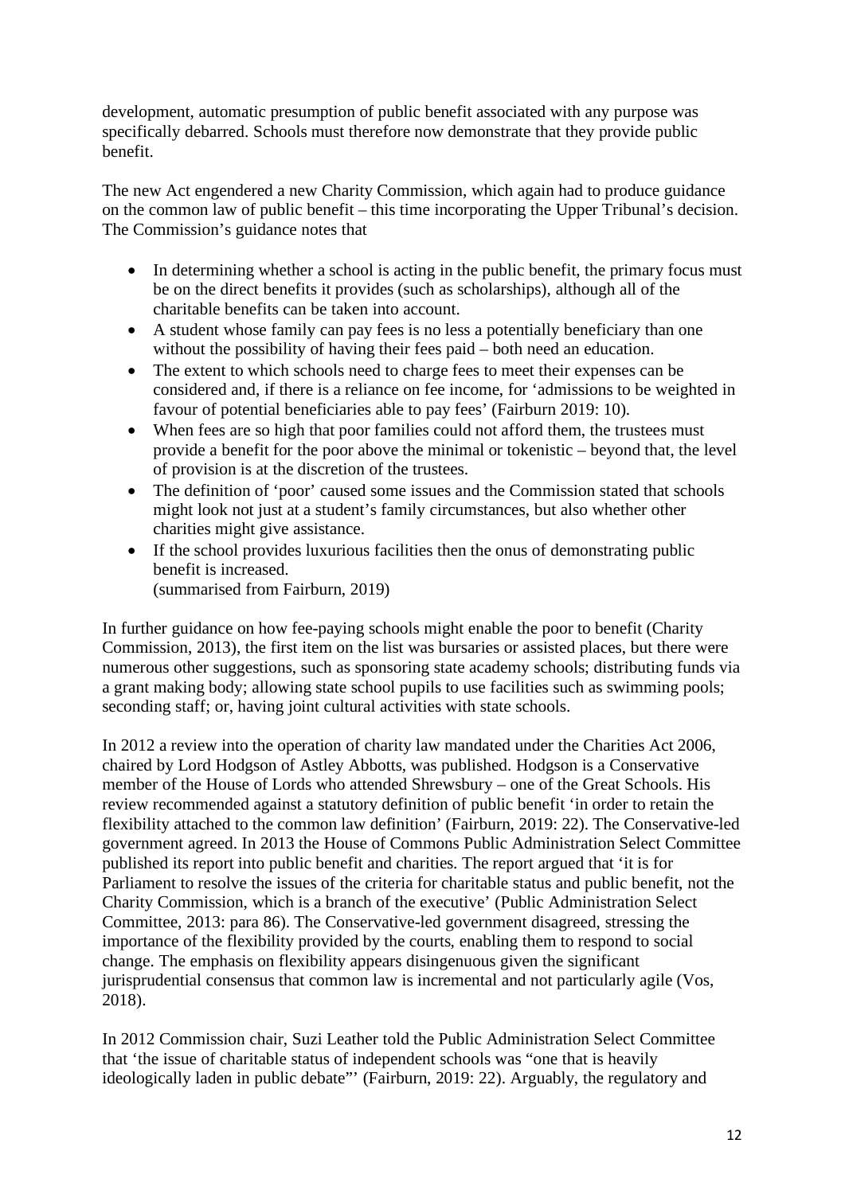development, automatic presumption of public benefit associated with any purpose was specifically debarred. Schools must therefore now demonstrate that they provide public benefit.

The new Act engendered a new Charity Commission, which again had to produce guidance on the common law of public benefit – this time incorporating the Upper Tribunal's decision. The Commission's guidance notes that

- In determining whether a school is acting in the public benefit, the primary focus must be on the direct benefits it provides (such as scholarships), although all of the charitable benefits can be taken into account.
- A student whose family can pay fees is no less a potentially beneficiary than one without the possibility of having their fees paid – both need an education.
- The extent to which schools need to charge fees to meet their expenses can be considered and, if there is a reliance on fee income, for 'admissions to be weighted in favour of potential beneficiaries able to pay fees' (Fairburn 2019: 10).
- When fees are so high that poor families could not afford them, the trustees must provide a benefit for the poor above the minimal or tokenistic – beyond that, the level of provision is at the discretion of the trustees.
- The definition of 'poor' caused some issues and the Commission stated that schools might look not just at a student's family circumstances, but also whether other charities might give assistance.
- If the school provides luxurious facilities then the onus of demonstrating public benefit is increased.
(summarised from Fairburn, 2019)

In further guidance on how fee-paying schools might enable the poor to benefit (Charity Commission, 2013), the first item on the list was bursaries or assisted places, but there were numerous other suggestions, such as sponsoring state academy schools; distributing funds via a grant making body; allowing state school pupils to use facilities such as swimming pools; seconding staff; or, having joint cultural activities with state schools.

In 2012 a review into the operation of charity law mandated under the Charities Act 2006, chaired by Lord Hodgson of Astley Abbotts, was published. Hodgson is a Conservative member of the House of Lords who attended Shrewsbury – one of the Great Schools. His review recommended against a statutory definition of public benefit 'in order to retain the flexibility attached to the common law definition' (Fairburn, 2019: 22). The Conservative-led government agreed. In 2013 the House of Commons Public Administration Select Committee published its report into public benefit and charities. The report argued that 'it is for Parliament to resolve the issues of the criteria for charitable status and public benefit, not the Charity Commission, which is a branch of the executive' (Public Administration Select Committee, 2013: para 86). The Conservative-led government disagreed, stressing the importance of the flexibility provided by the courts, enabling them to respond to social change. The emphasis on flexibility appears disingenuous given the significant jurisprudential consensus that common law is incremental and not particularly agile (Vos, 2018).

In 2012 Commission chair, Suzi Leather told the Public Administration Select Committee that 'the issue of charitable status of independent schools was "one that is heavily ideologically laden in public debate"' (Fairburn, 2019: 22). Arguably, the regulatory and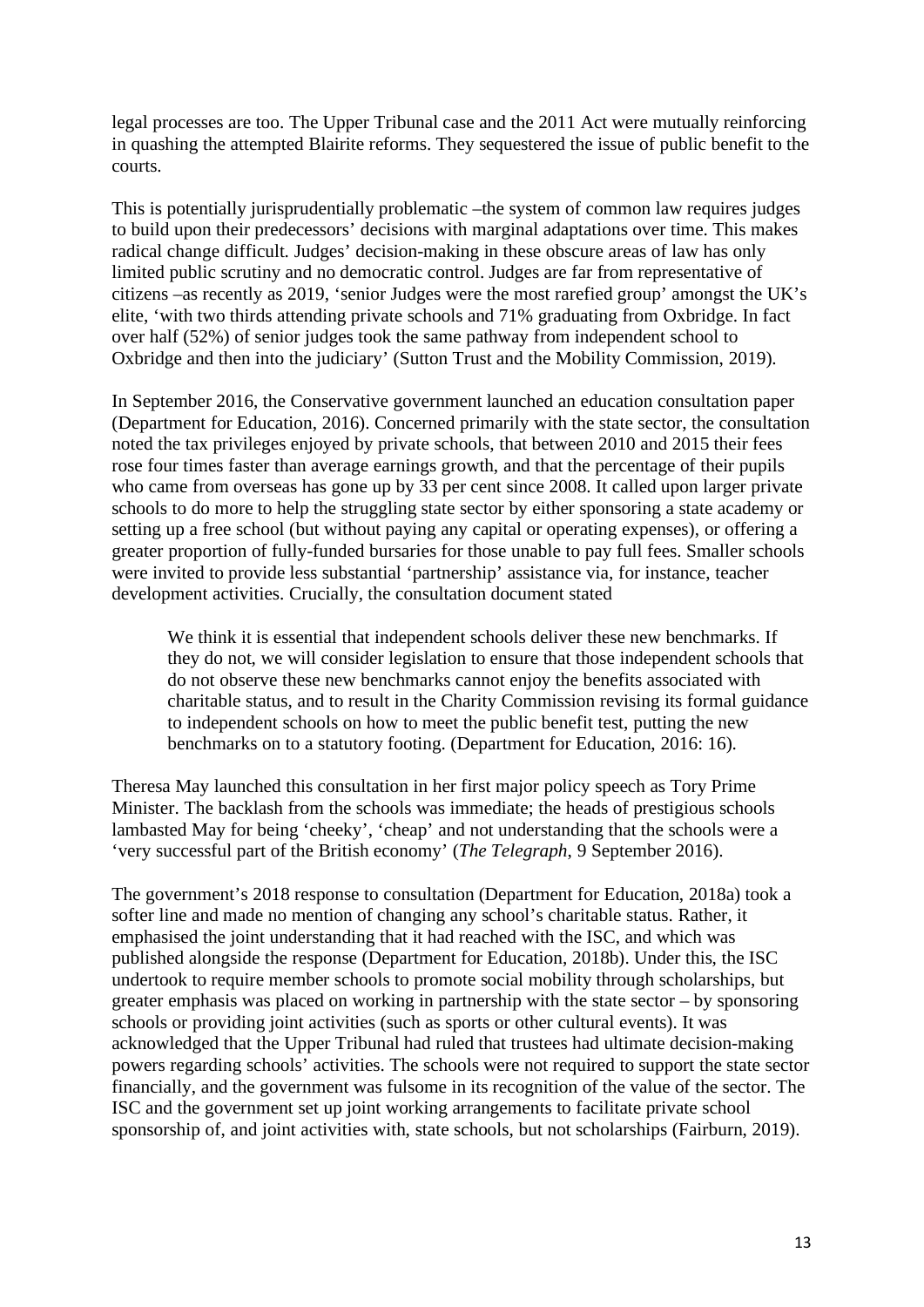legal processes are too. The Upper Tribunal case and the 2011 Act were mutually reinforcing in quashing the attempted Blairite reforms. They sequestered the issue of public benefit to the courts.

This is potentially jurisprudentially problematic –the system of common law requires judges to build upon their predecessors' decisions with marginal adaptations over time. This makes radical change difficult. Judges' decision-making in these obscure areas of law has only limited public scrutiny and no democratic control. Judges are far from representative of citizens –as recently as 2019, 'senior Judges were the most rarefied group' amongst the UK's elite, 'with two thirds attending private schools and 71% graduating from Oxbridge. In fact over half (52%) of senior judges took the same pathway from independent school to Oxbridge and then into the judiciary' (Sutton Trust and the Mobility Commission, 2019).

In September 2016, the Conservative government launched an education consultation paper (Department for Education, 2016). Concerned primarily with the state sector, the consultation noted the tax privileges enjoyed by private schools, that between 2010 and 2015 their fees rose four times faster than average earnings growth, and that the percentage of their pupils who came from overseas has gone up by 33 per cent since 2008. It called upon larger private schools to do more to help the struggling state sector by either sponsoring a state academy or setting up a free school (but without paying any capital or operating expenses), or offering a greater proportion of fully-funded bursaries for those unable to pay full fees. Smaller schools were invited to provide less substantial 'partnership' assistance via, for instance, teacher development activities. Crucially, the consultation document stated

> We think it is essential that independent schools deliver these new benchmarks. If they do not, we will consider legislation to ensure that those independent schools that do not observe these new benchmarks cannot enjoy the benefits associated with charitable status, and to result in the Charity Commission revising its formal guidance to independent schools on how to meet the public benefit test, putting the new benchmarks on to a statutory footing. (Department for Education, 2016: 16).

Theresa May launched this consultation in her first major policy speech as Tory Prime Minister. The backlash from the schools was immediate; the heads of prestigious schools lambasted May for being 'cheeky', 'cheap' and not understanding that the schools were a 'very successful part of the British economy' (*The Telegraph*, 9 September 2016).

The government's 2018 response to consultation (Department for Education, 2018a) took a softer line and made no mention of changing any school's charitable status. Rather, it emphasised the joint understanding that it had reached with the ISC, and which was published alongside the response (Department for Education, 2018b). Under this, the ISC undertook to require member schools to promote social mobility through scholarships, but greater emphasis was placed on working in partnership with the state sector – by sponsoring schools or providing joint activities (such as sports or other cultural events). It was acknowledged that the Upper Tribunal had ruled that trustees had ultimate decision-making powers regarding schools' activities. The schools were not required to support the state sector financially, and the government was fulsome in its recognition of the value of the sector. The ISC and the government set up joint working arrangements to facilitate private school sponsorship of, and joint activities with, state schools, but not scholarships (Fairburn, 2019).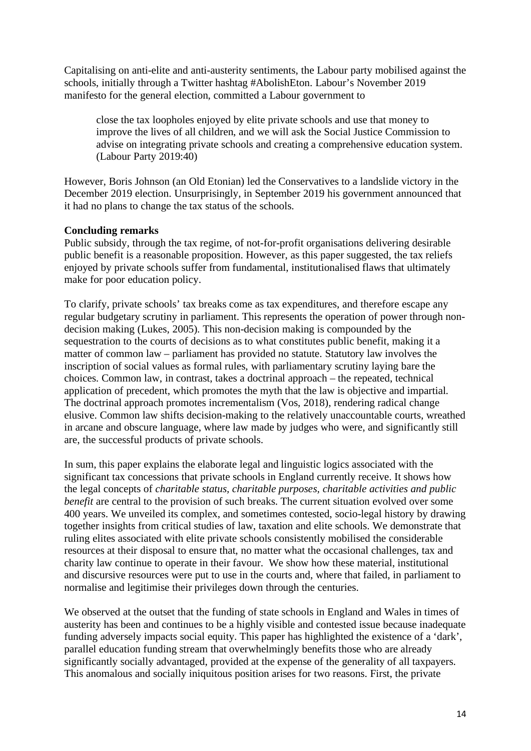Capitalising on anti-elite and anti-austerity sentiments, the Labour party mobilised against the schools, initially through a Twitter hashtag #AbolishEton. Labour's November 2019 manifesto for the general election, committed a Labour government to

> close the tax loopholes enjoyed by elite private schools and use that money to improve the lives of all children, and we will ask the Social Justice Commission to advise on integrating private schools and creating a comprehensive education system. (Labour Party 2019:40)

However, Boris Johnson (an Old Etonian) led the Conservatives to a landslide victory in the December 2019 election. Unsurprisingly, in September 2019 his government announced that it had no plans to change the tax status of the schools.

**Concluding remarks**

Public subsidy, through the tax regime, of not-for-profit organisations delivering desirable public benefit is a reasonable proposition. However, as this paper suggested, the tax reliefs enjoyed by private schools suffer from fundamental, institutionalised flaws that ultimately make for poor education policy.

To clarify, private schools' tax breaks come as tax expenditures, and therefore escape any regular budgetary scrutiny in parliament. This represents the operation of power through non-decision making (Lukes, 2005). This non-decision making is compounded by the sequestration to the courts of decisions as to what constitutes public benefit, making it a matter of common law – parliament has provided no statute. Statutory law involves the inscription of social values as formal rules, with parliamentary scrutiny laying bare the choices. Common law, in contrast, takes a doctrinal approach – the repeated, technical application of precedent, which promotes the myth that the law is objective and impartial. The doctrinal approach promotes incrementalism (Vos, 2018), rendering radical change elusive. Common law shifts decision-making to the relatively unaccountable courts, wreathed in arcane and obscure language, where law made by judges who were, and significantly still are, the successful products of private schools.

In sum, this paper explains the elaborate legal and linguistic logics associated with the significant tax concessions that private schools in England currently receive. It shows how the legal concepts of *charitable status, charitable purposes, charitable activities and public benefit* are central to the provision of such breaks. The current situation evolved over some 400 years. We unveiled its complex, and sometimes contested, socio-legal history by drawing together insights from critical studies of law, taxation and elite schools. We demonstrate that ruling elites associated with elite private schools consistently mobilised the considerable resources at their disposal to ensure that, no matter what the occasional challenges, tax and charity law continue to operate in their favour. We show how these material, institutional and discursive resources were put to use in the courts and, where that failed, in parliament to normalise and legitimise their privileges down through the centuries.

We observed at the outset that the funding of state schools in England and Wales in times of austerity has been and continues to be a highly visible and contested issue because inadequate funding adversely impacts social equity. This paper has highlighted the existence of a 'dark', parallel education funding stream that overwhelmingly benefits those who are already significantly socially advantaged, provided at the expense of the generality of all taxpayers. This anomalous and socially iniquitous position arises for two reasons. First, the private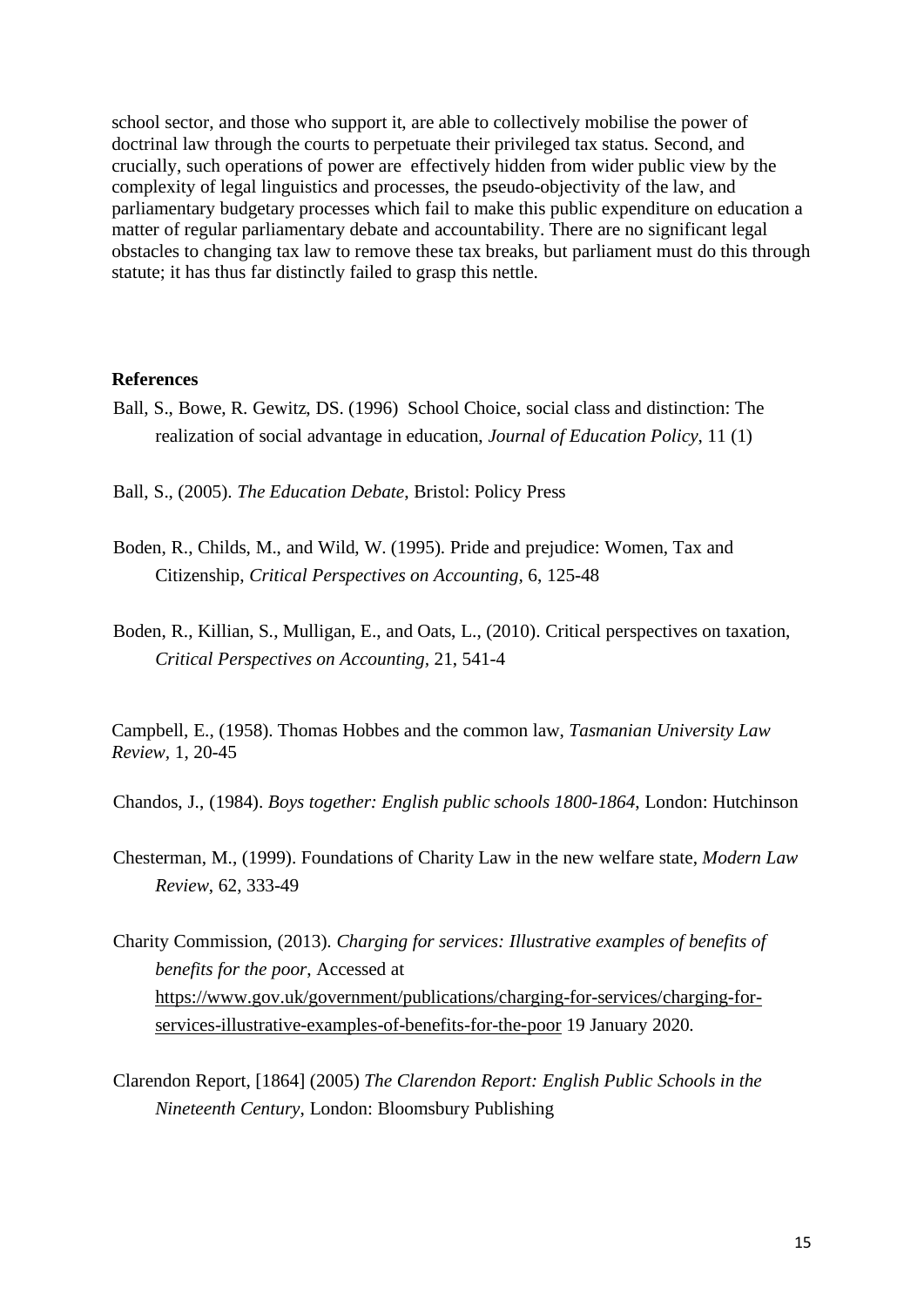school sector, and those who support it, are able to collectively mobilise the power of doctrinal law through the courts to perpetuate their privileged tax status. Second, and crucially, such operations of power are effectively hidden from wider public view by the complexity of legal linguistics and processes, the pseudo-objectivity of the law, and parliamentary budgetary processes which fail to make this public expenditure on education a matter of regular parliamentary debate and accountability. There are no significant legal obstacles to changing tax law to remove these tax breaks, but parliament must do this through statute; it has thus far distinctly failed to grasp this nettle.

## References

Ball, S., Bowe, R. Gewitz, DS. (1996) School Choice, social class and distinction: The realization of social advantage in education, *Journal of Education Policy*, 11 (1)

Ball, S., (2005). *The Education Debate*, Bristol: Policy Press

Boden, R., Childs, M., and Wild, W. (1995). Pride and prejudice: Women, Tax and Citizenship, *Critical Perspectives on Accounting*, 6, 125-48

Boden, R., Killian, S., Mulligan, E., and Oats, L., (2010). Critical perspectives on taxation, *Critical Perspectives on Accounting*, 21, 541-4

Campbell, E., (1958). Thomas Hobbes and the common law, *Tasmanian University Law Review*, 1, 20-45

Chandos, J., (1984). *Boys together: English public schools 1800-1864*, London: Hutchinson

Chesterman, M., (1999). Foundations of Charity Law in the new welfare state, *Modern Law Review*, 62, 333-49

Charity Commission, (2013). *Charging for services: Illustrative examples of benefits of benefits for the poor*, Accessed at https://www.gov.uk/government/publications/charging-for-services/charging-for-services-illustrative-examples-of-benefits-for-the-poor 19 January 2020.

Clarendon Report, [1864] (2005) *The Clarendon Report: English Public Schools in the Nineteenth Century*, London: Bloomsbury Publishing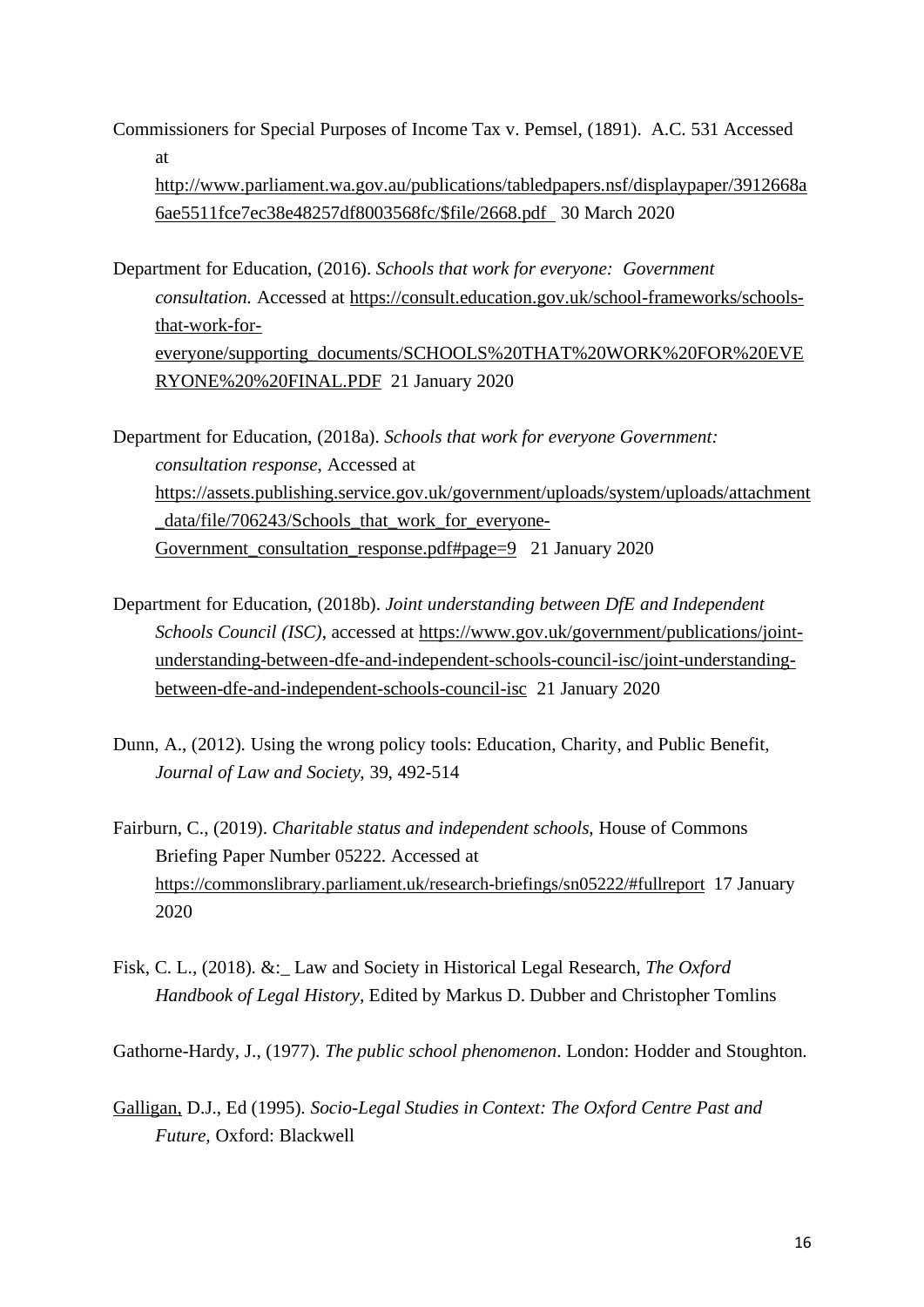Commissioners for Special Purposes of Income Tax v. Pemsel, (1891). A.C. 531 Accessed at http://www.parliament.wa.gov.au/publications/tabledpapers.nsf/displaypaper/3912668a6ae5511fce7ec38e48257df8003568fc/$file/2668.pdf 30 March 2020

Department for Education, (2016). *Schools that work for everyone: Government consultation.* Accessed at https://consult.education.gov.uk/school-frameworks/schools-that-work-for-everyone/supporting_documents/SCHOOLS%20THAT%20WORK%20FOR%20EVERYONE%20%20FINAL.PDF 21 January 2020

Department for Education, (2018a). *Schools that work for everyone Government: consultation response*, Accessed at https://assets.publishing.service.gov.uk/government/uploads/system/uploads/attachment_data/file/706243/Schools_that_work_for_everyone-Government_consultation_response.pdf#page=9 21 January 2020

Department for Education, (2018b). *Joint understanding between DfE and Independent Schools Council (ISC)*, accessed at https://www.gov.uk/government/publications/joint-understanding-between-dfe-and-independent-schools-council-isc/joint-understanding-between-dfe-and-independent-schools-council-isc 21 January 2020

Dunn, A., (2012). Using the wrong policy tools: Education, Charity, and Public Benefit, *Journal of Law and Society*, 39, 492-514

Fairburn, C., (2019). *Charitable status and independent schools*, House of Commons Briefing Paper Number 05222. Accessed at https://commonslibrary.parliament.uk/research-briefings/sn05222/#fullreport 17 January 2020

Fisk, C. L., (2018). &:_ Law and Society in Historical Legal Research, *The Oxford Handbook of Legal History*, Edited by Markus D. Dubber and Christopher Tomlins

Gathorne-Hardy, J., (1977). *The public school phenomenon*. London: Hodder and Stoughton.

Galligan, D.J., Ed (1995). *Socio-Legal Studies in Context: The Oxford Centre Past and Future*, Oxford: Blackwell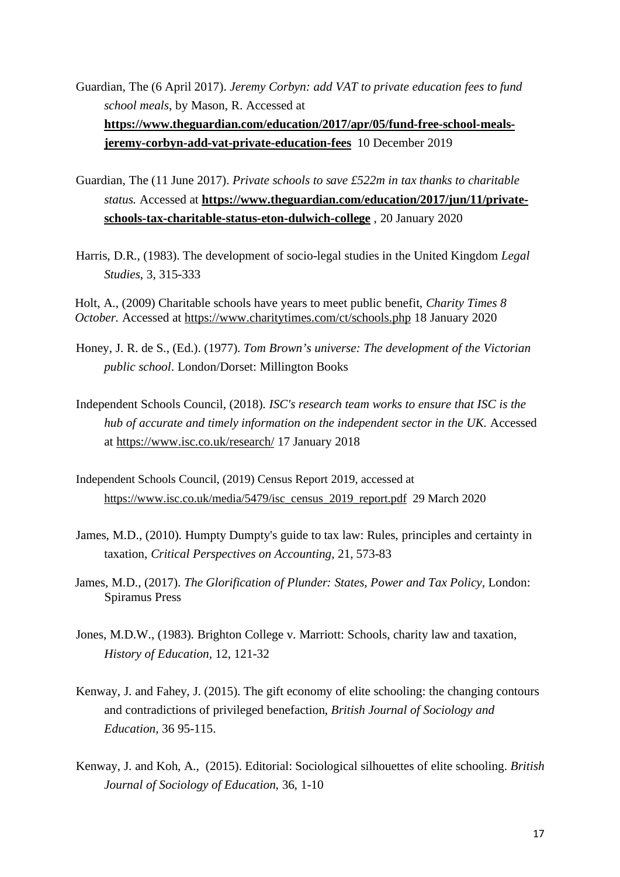Guardian, The (6 April 2017). *Jeremy Corbyn: add VAT to private education fees to fund school meals*, by Mason, R. Accessed at **https://www.theguardian.com/education/2017/apr/05/fund-free-school-meals-jeremy-corbyn-add-vat-private-education-fees** 10 December 2019

Guardian, The (11 June 2017). *Private schools to save £522m in tax thanks to charitable status.* Accessed at **https://www.theguardian.com/education/2017/jun/11/private-schools-tax-charitable-status-eton-dulwich-college** , 20 January 2020

Harris, D.R., (1983). The development of socio-legal studies in the United Kingdom *Legal Studies*, 3, 315-333

Holt, A., (2009) Charitable schools have years to meet public benefit, *Charity Times 8 October.* Accessed at https://www.charitytimes.com/ct/schools.php 18 January 2020

Honey, J. R. de S., (Ed.). (1977). *Tom Brown's universe: The development of the Victorian public school*. London/Dorset: Millington Books

Independent Schools Council, (2018). *ISC's research team works to ensure that ISC is the hub of accurate and timely information on the independent sector in the UK.* Accessed at https://www.isc.co.uk/research/ 17 January 2018

Independent Schools Council, (2019) Census Report 2019, accessed at https://www.isc.co.uk/media/5479/isc_census_2019_report.pdf 29 March 2020

James, M.D., (2010). Humpty Dumpty's guide to tax law: Rules, principles and certainty in taxation, *Critical Perspectives on Accounting*, 21, 573-83

James, M.D., (2017). *The Glorification of Plunder: States, Power and Tax Policy*, London: Spiramus Press

Jones, M.D.W., (1983). Brighton College v. Marriott: Schools, charity law and taxation, *History of Education*, 12, 121-32

Kenway, J. and Fahey, J. (2015). The gift economy of elite schooling: the changing contours and contradictions of privileged benefaction, *British Journal of Sociology and Education*, 36 95-115.

Kenway, J. and Koh, A., (2015). Editorial: Sociological silhouettes of elite schooling. *British Journal of Sociology of Education*, 36, 1-10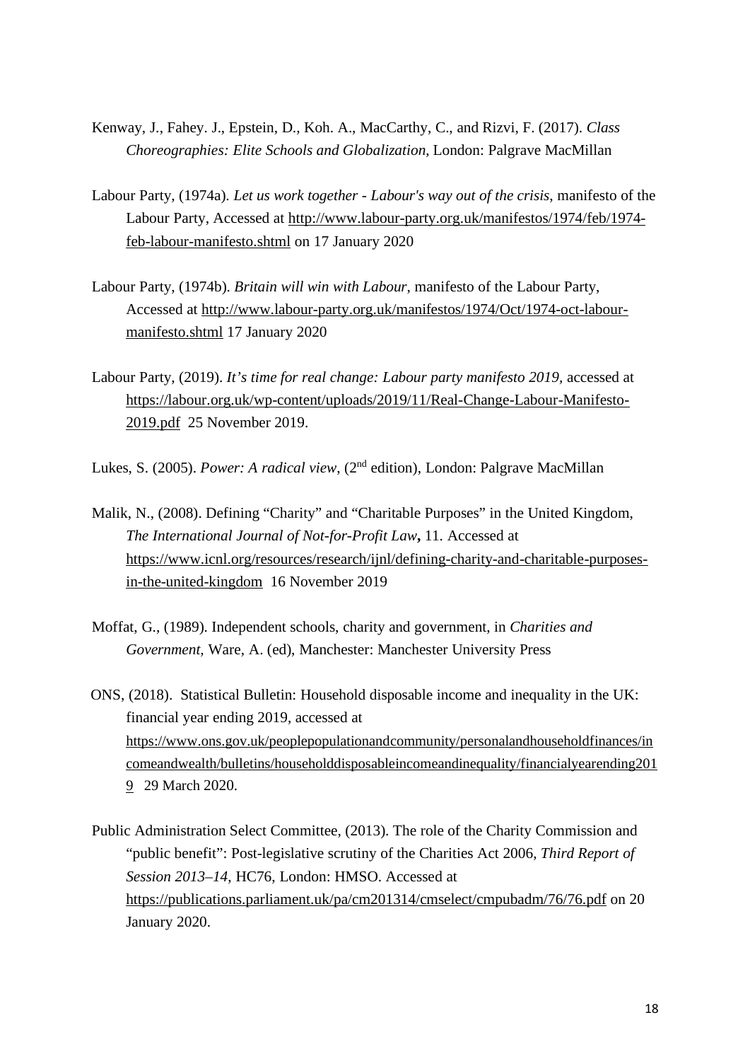Kenway, J., Fahey. J., Epstein, D., Koh. A., MacCarthy, C., and Rizvi, F. (2017). *Class Choreographies: Elite Schools and Globalization*, London: Palgrave MacMillan

Labour Party, (1974a). *Let us work together - Labour's way out of the crisis*, manifesto of the Labour Party, Accessed at http://www.labour-party.org.uk/manifestos/1974/feb/1974-feb-labour-manifesto.shtml on 17 January 2020

Labour Party, (1974b). *Britain will win with Labour*, manifesto of the Labour Party, Accessed at http://www.labour-party.org.uk/manifestos/1974/Oct/1974-oct-labour-manifesto.shtml 17 January 2020

Labour Party, (2019). *It's time for real change: Labour party manifesto 2019*, accessed at https://labour.org.uk/wp-content/uploads/2019/11/Real-Change-Labour-Manifesto-2019.pdf 25 November 2019.

Lukes, S. (2005). *Power: A radical view*, (2nd edition), London: Palgrave MacMillan

Malik, N., (2008). Defining "Charity" and "Charitable Purposes" in the United Kingdom, *The International Journal of Not-for-Profit Law***,** 11. Accessed at https://www.icnl.org/resources/research/ijnl/defining-charity-and-charitable-purposes-in-the-united-kingdom 16 November 2019

Moffat, G., (1989). Independent schools, charity and government, in *Charities and Government,* Ware, A. (ed), Manchester: Manchester University Press

ONS, (2018). Statistical Bulletin: Household disposable income and inequality in the UK: financial year ending 2019, accessed at https://www.ons.gov.uk/peoplepopulationandcommunity/personalandhouseholdfinances/incomeandwealth/bulletins/householddisposableincomeandinequality/financialyearending2019 29 March 2020.

Public Administration Select Committee, (2013). The role of the Charity Commission and "public benefit": Post-legislative scrutiny of the Charities Act 2006, *Third Report of Session 2013–14*, HC76, London: HMSO. Accessed at https://publications.parliament.uk/pa/cm201314/cmselect/cmpubadm/76/76.pdf on 20 January 2020.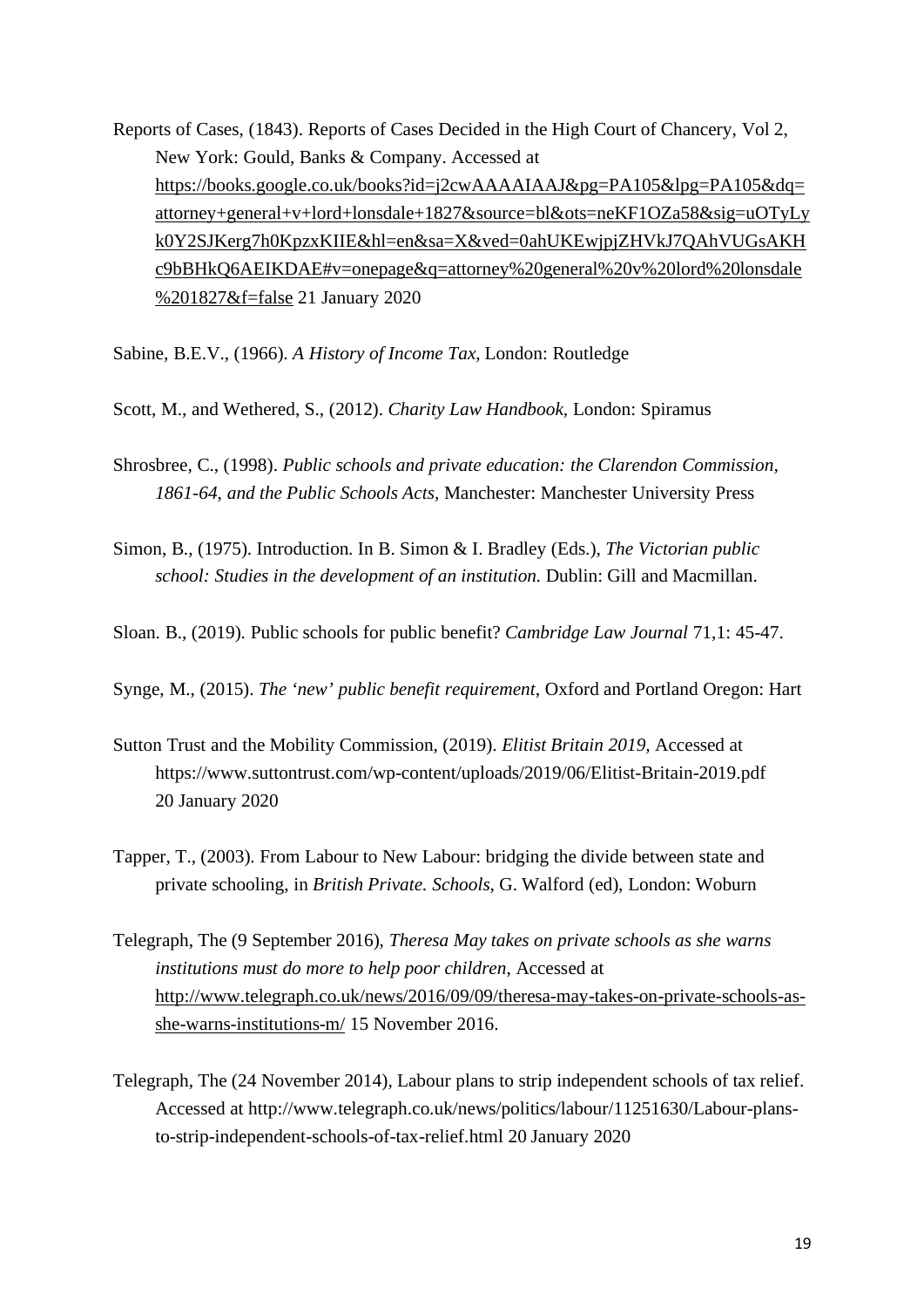Reports of Cases, (1843). Reports of Cases Decided in the High Court of Chancery, Vol 2, New York: Gould, Banks & Company. Accessed at https://books.google.co.uk/books?id=j2cwAAAAIAAJ&pg=PA105&lpg=PA105&dq=attorney+general+v+lord+lonsdale+1827&source=bl&ots=neKF1OZa58&sig=uOTyLyk0Y2SJKerg7h0KpzxKIIE&hl=en&sa=X&ved=0ahUKEwjpjZHVkJ7QAhVUGsAKHc9bBHkQ6AEIKDAE#v=onepage&q=attorney%20general%20v%20lord%20lonsdale%201827&f=false 21 January 2020

Sabine, B.E.V., (1966). *A History of Income Tax*, London: Routledge

Scott, M., and Wethered, S., (2012). *Charity Law Handbook*, London: Spiramus

Shrosbree, C., (1998). *Public schools and private education: the Clarendon Commission, 1861-64, and the Public Schools Acts*, Manchester: Manchester University Press

Simon, B., (1975). Introduction. In B. Simon & I. Bradley (Eds.), *The Victorian public school: Studies in the development of an institution.* Dublin: Gill and Macmillan.

Sloan. B., (2019). Public schools for public benefit? *Cambridge Law Journal* 71,1: 45-47.

Synge, M., (2015). *The 'new' public benefit requirement*, Oxford and Portland Oregon: Hart

Sutton Trust and the Mobility Commission, (2019). *Elitist Britain 2019*, Accessed at https://www.suttontrust.com/wp-content/uploads/2019/06/Elitist-Britain-2019.pdf 20 January 2020

Tapper, T., (2003). From Labour to New Labour: bridging the divide between state and private schooling, in *British Private. Schools*, G. Walford (ed), London: Woburn

Telegraph, The (9 September 2016), *Theresa May takes on private schools as she warns institutions must do more to help poor children*, Accessed at http://www.telegraph.co.uk/news/2016/09/09/theresa-may-takes-on-private-schools-as-she-warns-institutions-m/ 15 November 2016.

Telegraph, The (24 November 2014), Labour plans to strip independent schools of tax relief. Accessed at http://www.telegraph.co.uk/news/politics/labour/11251630/Labour-plans-to-strip-independent-schools-of-tax-relief.html 20 January 2020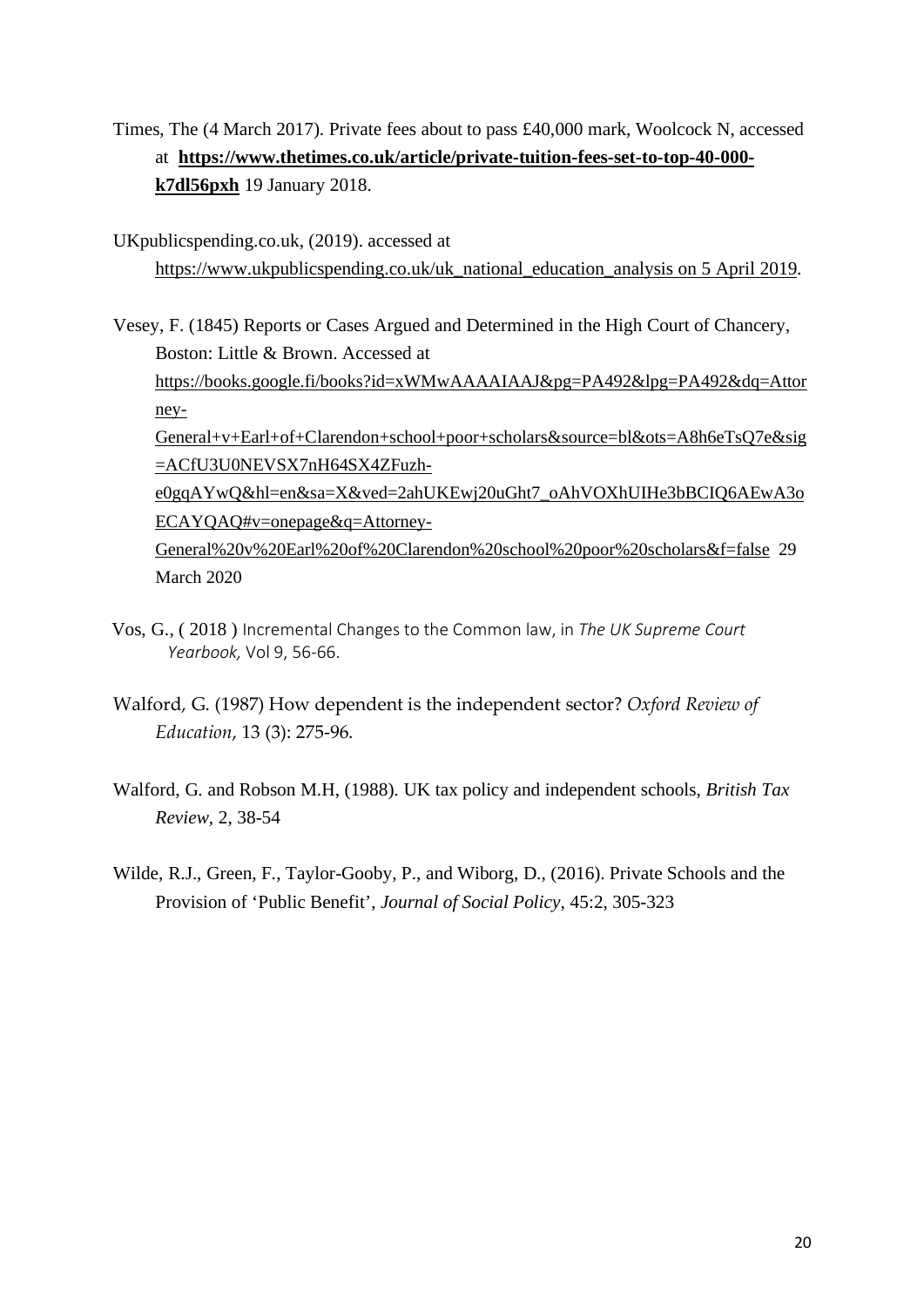Times, The (4 March 2017). Private fees about to pass £40,000 mark, Woolcock N, accessed at **https://www.thetimes.co.uk/article/private-tuition-fees-set-to-top-40-000-k7dl56pxh** 19 January 2018.

UKpublicspending.co.uk, (2019). accessed at https://www.ukpublicspending.co.uk/uk_national_education_analysis on 5 April 2019.

Vesey, F. (1845) Reports or Cases Argued and Determined in the High Court of Chancery, Boston: Little & Brown. Accessed at https://books.google.fi/books?id=xWMwAAAAIAAJ&pg=PA492&lpg=PA492&dq=Attorney-General+v+Earl+of+Clarendon+school+poor+scholars&source=bl&ots=A8h6eTsQ7e&sig=ACfU3U0NEVSX7nH64SX4ZFuzh-e0gqAYwQ&hl=en&sa=X&ved=2ahUKEwj20uGht7_oAhVOXhUIHe3bBCIQ6AEwA3oECAYQAQ#v=onepage&q=Attorney-General%20v%20Earl%20of%20Clarendon%20school%20poor%20scholars&f=false 29 March 2020

Vos, G., ( 2018 ) Incremental Changes to the Common law, in *The UK Supreme Court Yearbook,* Vol 9, 56-66.

Walford, G. (1987) How dependent is the independent sector? *Oxford Review of Education*, 13 (3): 275-96.

Walford, G. and Robson M.H, (1988). UK tax policy and independent schools, *British Tax Review*, 2, 38-54

Wilde, R.J., Green, F., Taylor-Gooby, P., and Wiborg, D., (2016). Private Schools and the Provision of 'Public Benefit', *Journal of Social Policy*, 45:2, 305-323